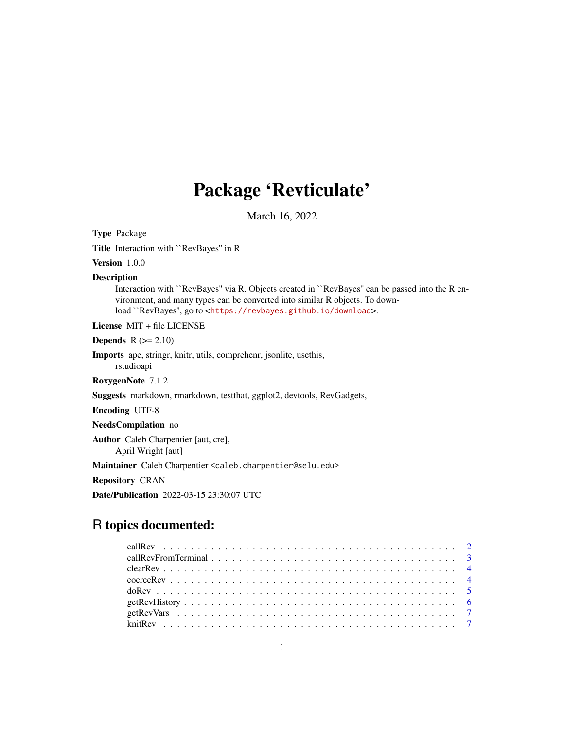# Package 'Revticulate'

March 16, 2022

**Type** Package

**Title** Interaction with ``RevBayes'' in R

**Version** 1.0.0

**Description**
Interaction with ``RevBayes'' via R. Objects created in ``RevBayes'' can be passed into the R environment, and many types can be converted into similar R objects. To download ``RevBayes'', go to <https://revbayes.github.io/download>.

**License** MIT + file LICENSE

**Depends** R (>= 2.10)

**Imports** ape, stringr, knitr, utils, comprehenr, jsonlite, usethis, rstudioapi

**RoxygenNote** 7.1.2

**Suggests** markdown, rmarkdown, testthat, ggplot2, devtools, RevGadgets,

**Encoding** UTF-8

**NeedsCompilation** no

**Author** Caleb Charpentier [aut, cre], April Wright [aut]

**Maintainer** Caleb Charpentier <caleb.charpentier@selu.edu>

**Repository** CRAN

**Date/Publication** 2022-03-15 23:30:07 UTC

## R topics documented:

- callRev . . . . . . . . . . . . . . . . . . . . . . . . . . . . . . . . . . . . . . . . . . 2
- callRevFromTerminal . . . . . . . . . . . . . . . . . . . . . . . . . . . . . . . . . . . 3
- clearRev . . . . . . . . . . . . . . . . . . . . . . . . . . . . . . . . . . . . . . . . . . 4
- coerceRev . . . . . . . . . . . . . . . . . . . . . . . . . . . . . . . . . . . . . . . . . 4
- doRev . . . . . . . . . . . . . . . . . . . . . . . . . . . . . . . . . . . . . . . . . . . 5
- getRevHistory . . . . . . . . . . . . . . . . . . . . . . . . . . . . . . . . . . . . . . . 6
- getRevVars . . . . . . . . . . . . . . . . . . . . . . . . . . . . . . . . . . . . . . . . . 7
- knitRev . . . . . . . . . . . . . . . . . . . . . . . . . . . . . . . . . . . . . . . . . . 7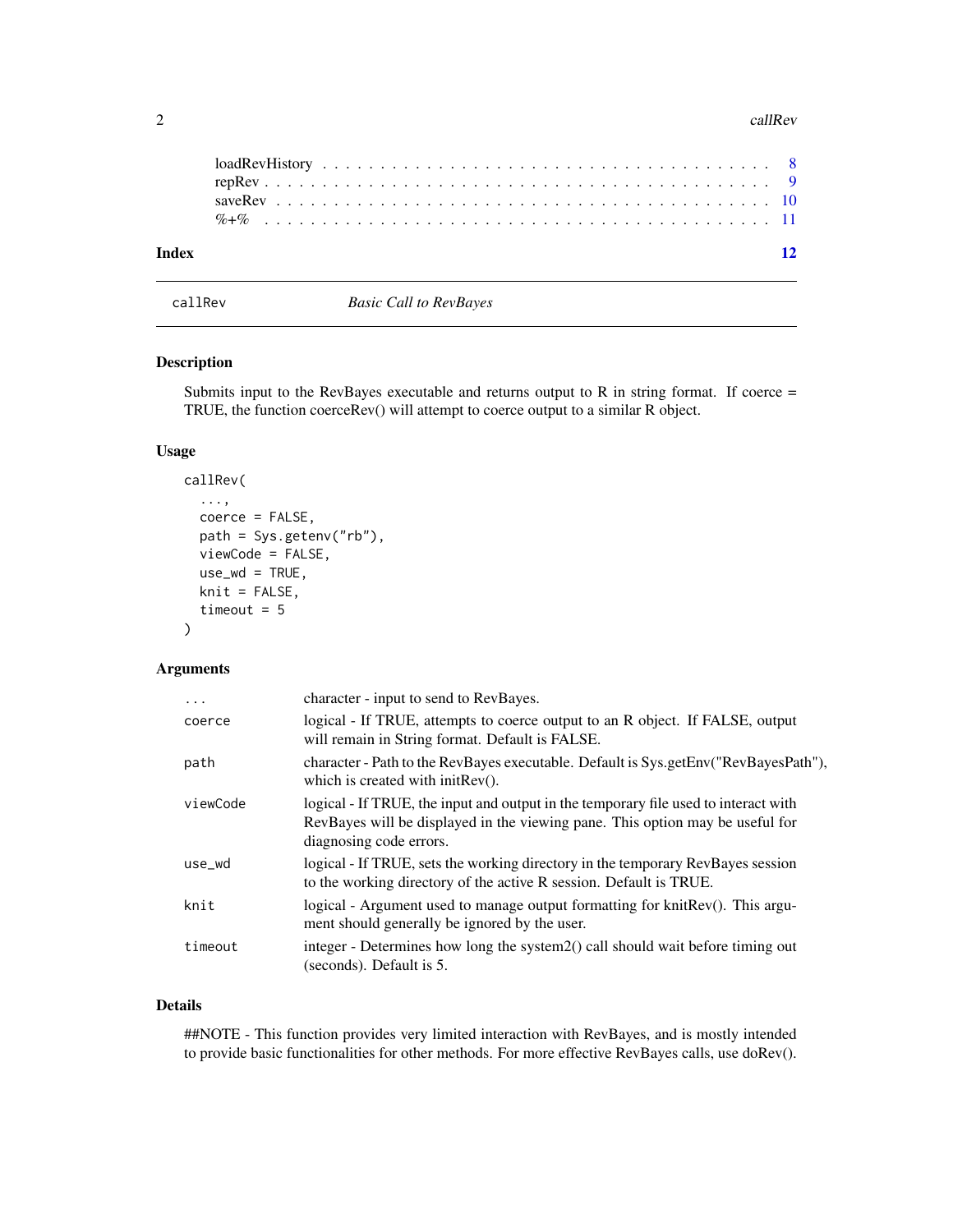| | |
|---|---|
| loadRevHistory | 8 |
| repRev | 9 |
| saveRev | 10 |
| %+% | 11 |

**Index** 12

---

# callRev — *Basic Call to RevBayes*

## Description

Submits input to the RevBayes executable and returns output to R in string format. If coerce = TRUE, the function coerceRev() will attempt to coerce output to a similar R object.

## Usage

```
callRev(
  ...,
  coerce = FALSE,
  path = Sys.getenv("rb"),
  viewCode = FALSE,
  use_wd = TRUE,
  knit = FALSE,
  timeout = 5
)
```

## Arguments

| | |
|---|---|
| `...` | character - input to send to RevBayes. |
| `coerce` | logical - If TRUE, attempts to coerce output to an R object. If FALSE, output will remain in String format. Default is FALSE. |
| `path` | character - Path to the RevBayes executable. Default is Sys.getEnv("RevBayesPath"), which is created with initRev(). |
| `viewCode` | logical - If TRUE, the input and output in the temporary file used to interact with RevBayes will be displayed in the viewing pane. This option may be useful for diagnosing code errors. |
| `use_wd` | logical - If TRUE, sets the working directory in the temporary RevBayes session to the working directory of the active R session. Default is TRUE. |
| `knit` | logical - Argument used to manage output formatting for knitRev(). This argument should generally be ignored by the user. |
| `timeout` | integer - Determines how long the system2() call should wait before timing out (seconds). Default is 5. |

## Details

##NOTE - This function provides very limited interaction with RevBayes, and is mostly intended to provide basic functionalities for other methods. For more effective RevBayes calls, use doRev().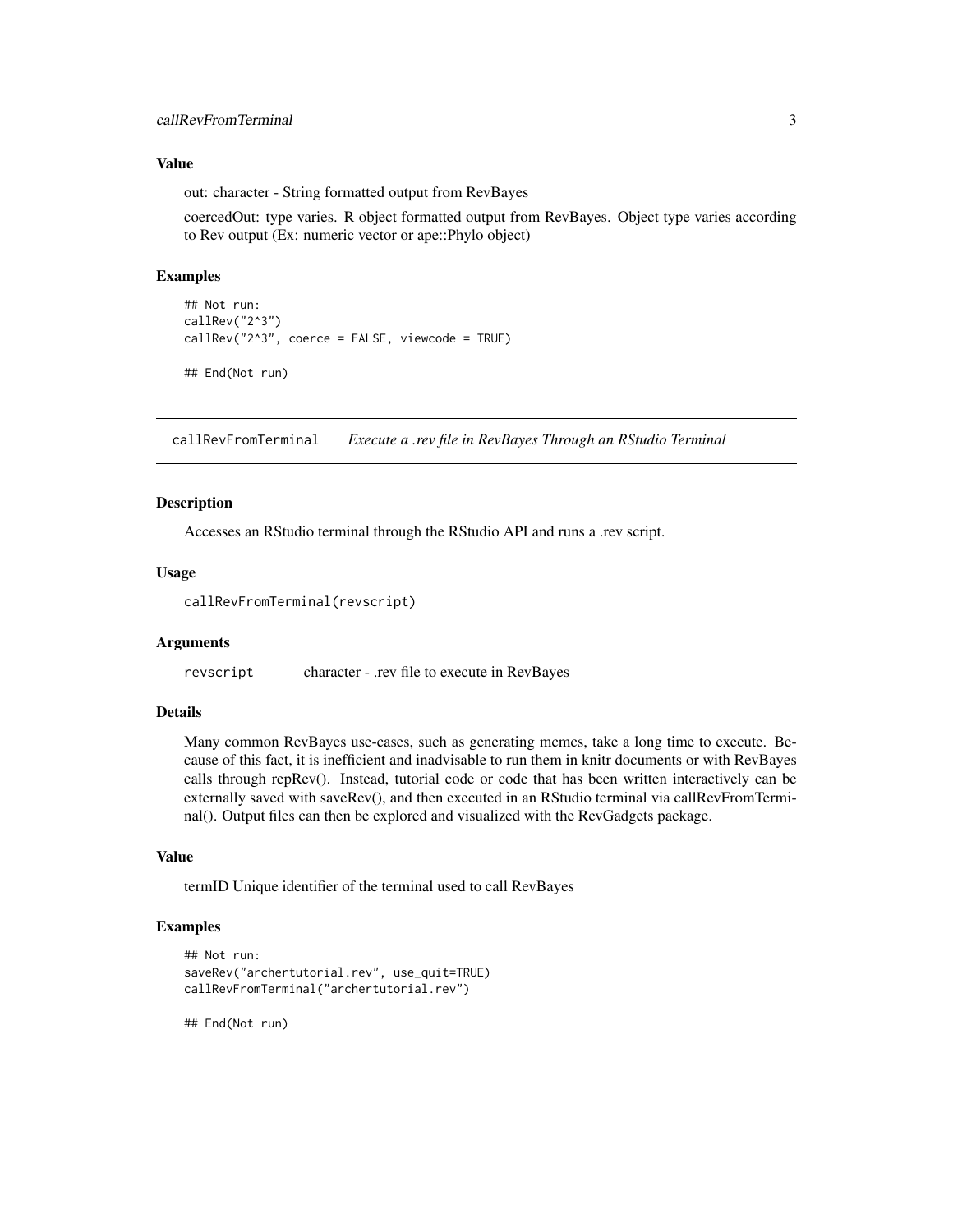### Value

out: character - String formatted output from RevBayes

coercedOut: type varies. R object formatted output from RevBayes. Object type varies according to Rev output (Ex: numeric vector or ape::Phylo object)

### Examples

```
## Not run:
callRev("2^3")
callRev("2^3", coerce = FALSE, viewcode = TRUE)

## End(Not run)
```

---

## callRevFromTerminal    *Execute a .rev file in RevBayes Through an RStudio Terminal*

---

### Description

Accesses an RStudio terminal through the RStudio API and runs a .rev script.

### Usage

```
callRevFromTerminal(revscript)
```

### Arguments

| | |
|---|---|
| revscript | character - .rev file to execute in RevBayes |

### Details

Many common RevBayes use-cases, such as generating mcmcs, take a long time to execute. Because of this fact, it is inefficient and inadvisable to run them in knitr documents or with RevBayes calls through repRev(). Instead, tutorial code or code that has been written interactively can be externally saved with saveRev(), and then executed in an RStudio terminal via callRevFromTerminal(). Output files can then be explored and visualized with the RevGadgets package.

### Value

termID Unique identifier of the terminal used to call RevBayes

### Examples

```
## Not run:
saveRev("archertutorial.rev", use_quit=TRUE)
callRevFromTerminal("archertutorial.rev")

## End(Not run)
```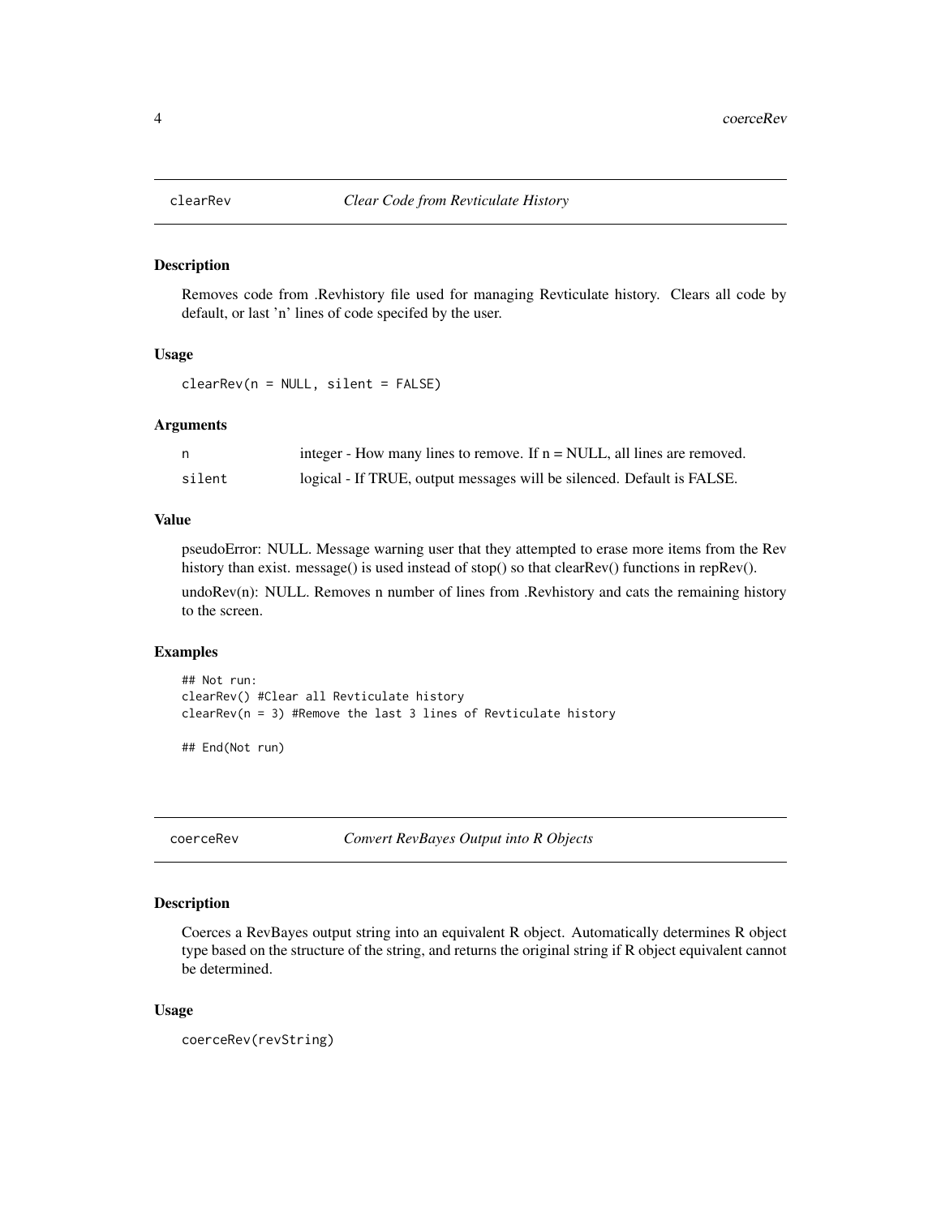## clearRev *Clear Code from Revticulate History*

### Description

Removes code from .Revhistory file used for managing Revticulate history. Clears all code by default, or last 'n' lines of code specifed by the user.

### Usage

```
clearRev(n = NULL, silent = FALSE)
```

### Arguments

| | |
|---|---|
| n | integer - How many lines to remove. If n = NULL, all lines are removed. |
| silent | logical - If TRUE, output messages will be silenced. Default is FALSE. |

### Value

pseudoError: NULL. Message warning user that they attempted to erase more items from the Rev history than exist. message() is used instead of stop() so that clearRev() functions in repRev().

undoRev(n): NULL. Removes n number of lines from .Revhistory and cats the remaining history to the screen.

### Examples

```
## Not run:
clearRev() #Clear all Revticulate history
clearRev(n = 3) #Remove the last 3 lines of Revticulate history

## End(Not run)
```

## coerceRev *Convert RevBayes Output into R Objects*

### Description

Coerces a RevBayes output string into an equivalent R object. Automatically determines R object type based on the structure of the string, and returns the original string if R object equivalent cannot be determined.

### Usage

```
coerceRev(revString)
```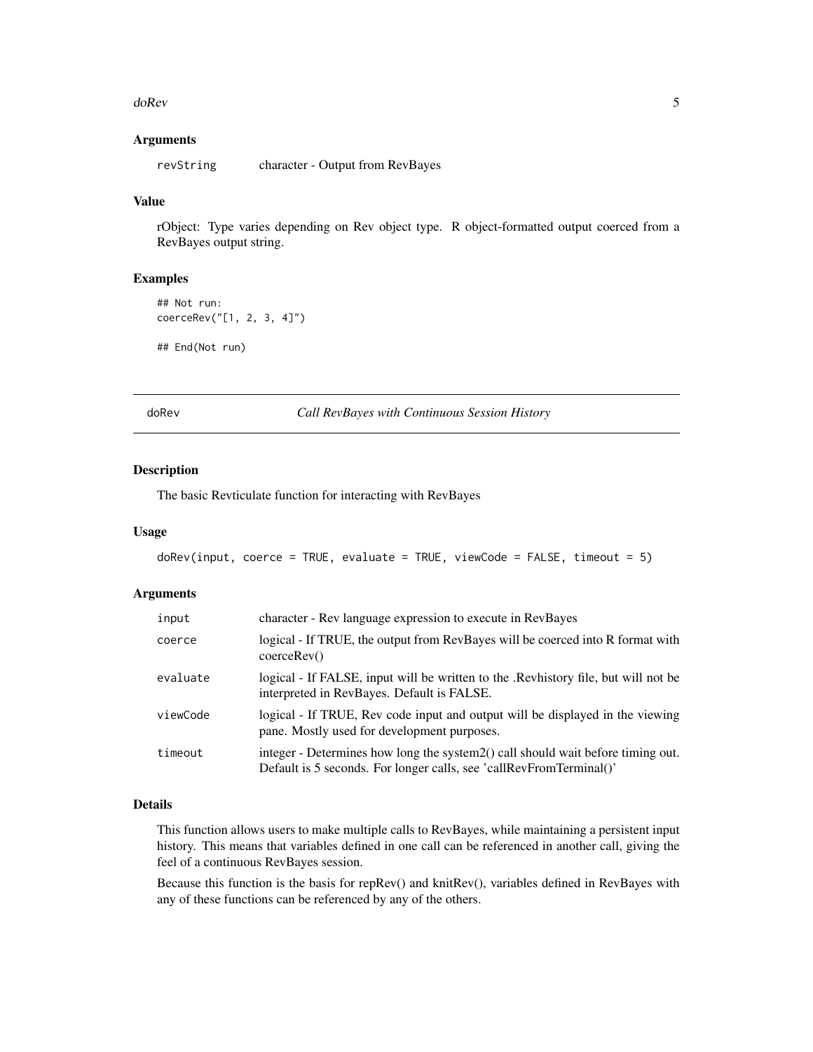### Arguments

| | |
|---|---|
| revString | character - Output from RevBayes |

### Value

rObject: Type varies depending on Rev object type. R object-formatted output coerced from a RevBayes output string.

### Examples

```
## Not run:
coerceRev("[1, 2, 3, 4]")

## End(Not run)
```

---

## doRev — *Call RevBayes with Continuous Session History*

### Description

The basic Revticulate function for interacting with RevBayes

### Usage

```
doRev(input, coerce = TRUE, evaluate = TRUE, viewCode = FALSE, timeout = 5)
```

### Arguments

| | |
|---|---|
| input | character - Rev language expression to execute in RevBayes |
| coerce | logical - If TRUE, the output from RevBayes will be coerced into R format with coerceRev() |
| evaluate | logical - If FALSE, input will be written to the .Revhistory file, but will not be interpreted in RevBayes. Default is FALSE. |
| viewCode | logical - If TRUE, Rev code input and output will be displayed in the viewing pane. Mostly used for development purposes. |
| timeout | integer - Determines how long the system2() call should wait before timing out. Default is 5 seconds. For longer calls, see 'callRevFromTerminal()' |

### Details

This function allows users to make multiple calls to RevBayes, while maintaining a persistent input history. This means that variables defined in one call can be referenced in another call, giving the feel of a continuous RevBayes session.

Because this function is the basis for repRev() and knitRev(), variables defined in RevBayes with any of these functions can be referenced by any of the others.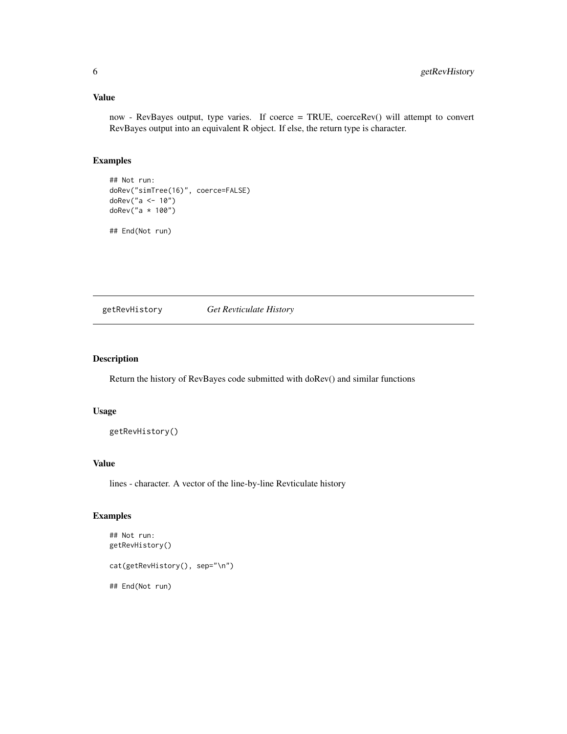### Value

now - RevBayes output, type varies. If coerce = TRUE, coerceRev() will attempt to convert RevBayes output into an equivalent R object. If else, the return type is character.

### Examples

```
## Not run:
doRev("simTree(16)", coerce=FALSE)
doRev("a <- 10")
doRev("a * 100")

## End(Not run)
```

---

## getRevHistory *Get Revticulate History*

---

### Description

Return the history of RevBayes code submitted with doRev() and similar functions

### Usage

```
getRevHistory()
```

### Value

lines - character. A vector of the line-by-line Revticulate history

### Examples

```
## Not run:
getRevHistory()

cat(getRevHistory(), sep="\n")

## End(Not run)
```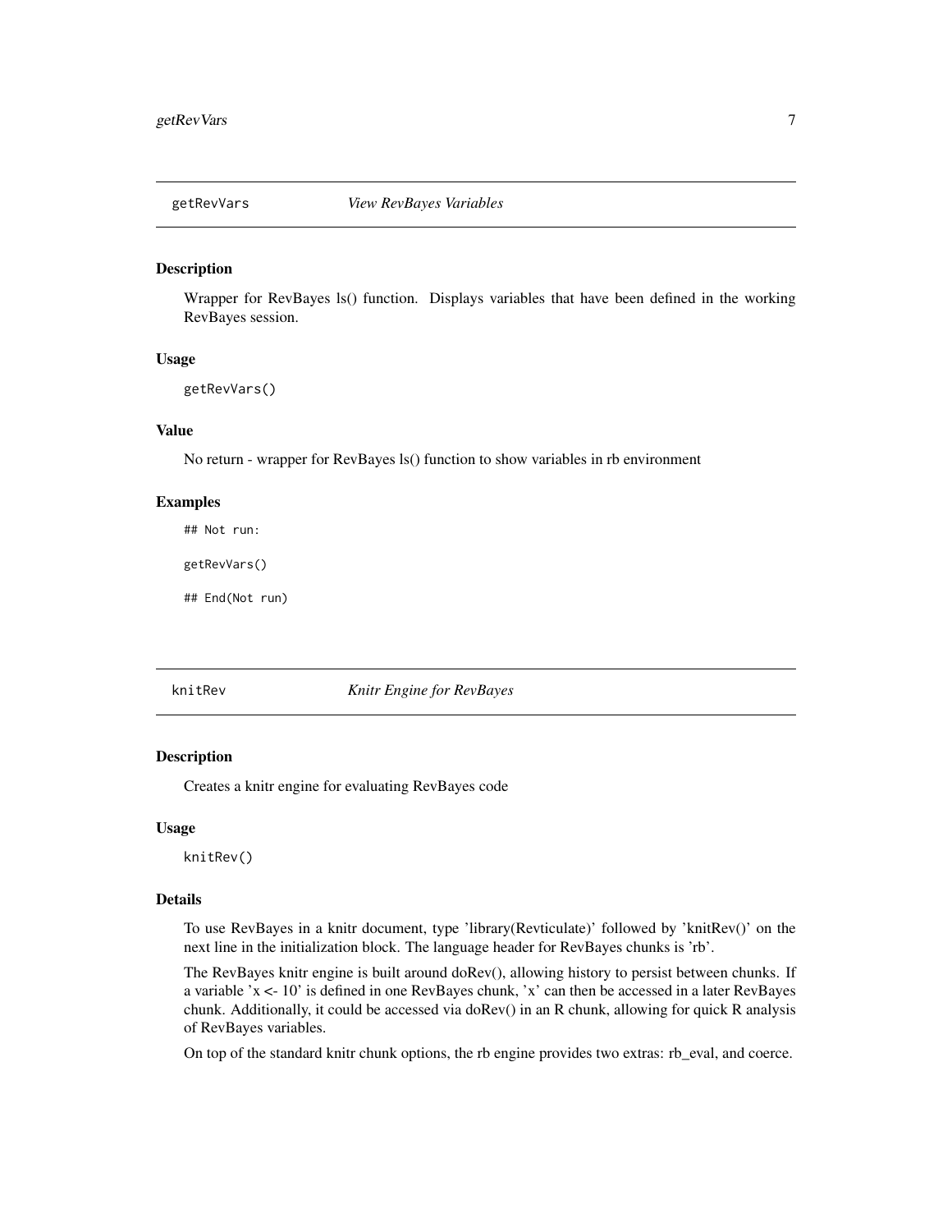## getRevVars *View RevBayes Variables*

### Description

Wrapper for RevBayes ls() function. Displays variables that have been defined in the working RevBayes session.

### Usage

```
getRevVars()
```

### Value

No return - wrapper for RevBayes ls() function to show variables in rb environment

### Examples

```
## Not run:

getRevVars()

## End(Not run)
```

## knitRev *Knitr Engine for RevBayes*

### Description

Creates a knitr engine for evaluating RevBayes code

### Usage

```
knitRev()
```

### Details

To use RevBayes in a knitr document, type 'library(Revticulate)' followed by 'knitRev()' on the next line in the initialization block. The language header for RevBayes chunks is 'rb'.

The RevBayes knitr engine is built around doRev(), allowing history to persist between chunks. If a variable 'x <- 10' is defined in one RevBayes chunk, 'x' can then be accessed in a later RevBayes chunk. Additionally, it could be accessed via doRev() in an R chunk, allowing for quick R analysis of RevBayes variables.

On top of the standard knitr chunk options, the rb engine provides two extras: rb_eval, and coerce.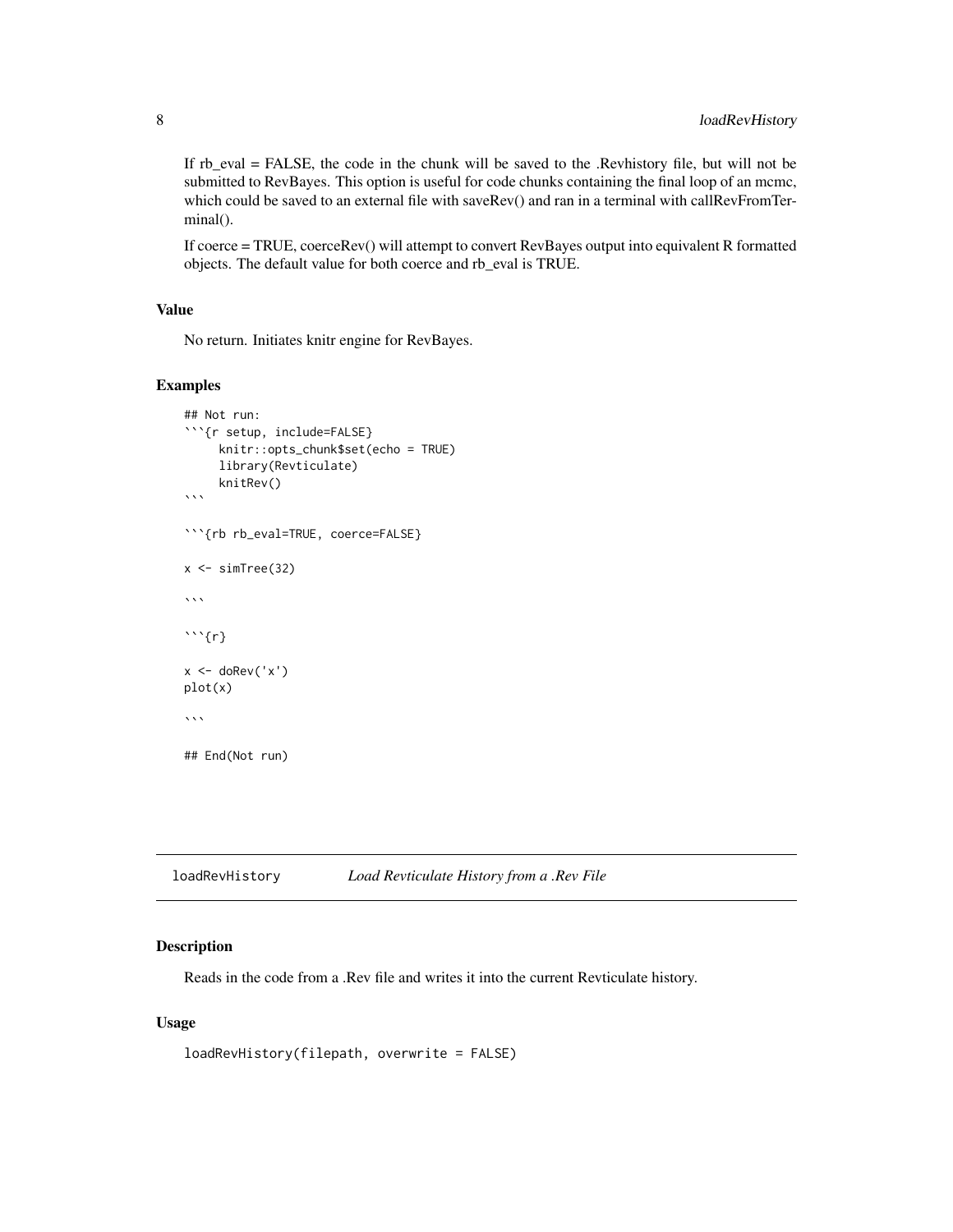If rb_eval = FALSE, the code in the chunk will be saved to the .Revhistory file, but will not be submitted to RevBayes. This option is useful for code chunks containing the final loop of an mcmc, which could be saved to an external file with saveRev() and ran in a terminal with callRevFromTerminal().

If coerce = TRUE, coerceRev() will attempt to convert RevBayes output into equivalent R formatted objects. The default value for both coerce and rb_eval is TRUE.

### Value

No return. Initiates knitr engine for RevBayes.

### Examples

```
## Not run:
```{r setup, include=FALSE}
     knitr::opts_chunk$set(echo = TRUE)
     library(Revticulate)
     knitRev()
```

```{rb rb_eval=TRUE, coerce=FALSE}

x <- simTree(32)

```

```{r}

x <- doRev('x')
plot(x)

```

## End(Not run)
```

---

## loadRevHistory — *Load Revticulate History from a .Rev File*

### Description

Reads in the code from a .Rev file and writes it into the current Revticulate history.

### Usage

```
loadRevHistory(filepath, overwrite = FALSE)
```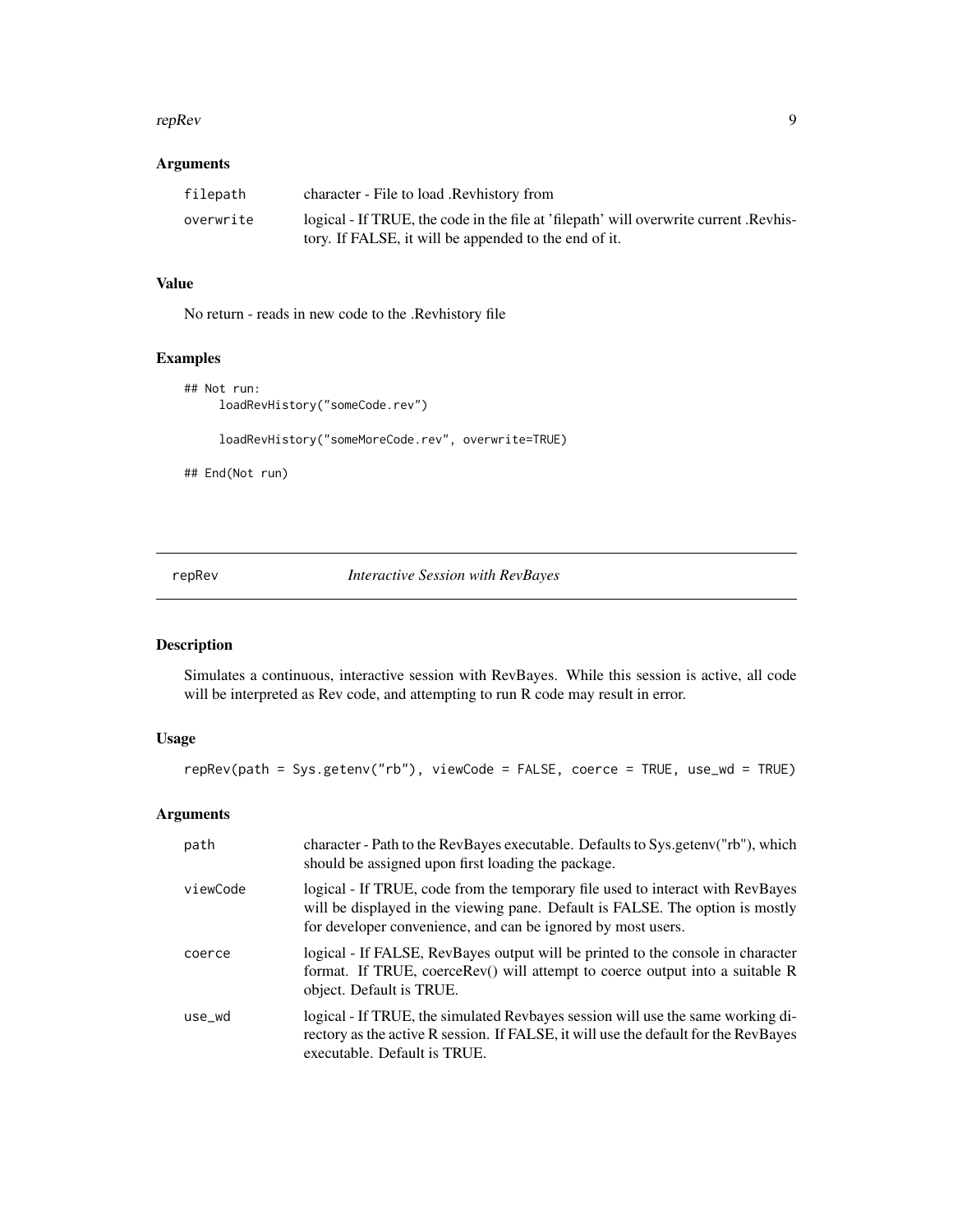## Arguments

| | |
|---|---|
| filepath | character - File to load .Revhistory from |
| overwrite | logical - If TRUE, the code in the file at 'filepath' will overwrite current .Revhistory. If FALSE, it will be appended to the end of it. |

## Value

No return - reads in new code to the .Revhistory file

## Examples

```
## Not run:
     loadRevHistory("someCode.rev")

     loadRevHistory("someMoreCode.rev", overwrite=TRUE)

## End(Not run)
```

---

# repRev *Interactive Session with RevBayes*

## Description

Simulates a continuous, interactive session with RevBayes. While this session is active, all code will be interpreted as Rev code, and attempting to run R code may result in error.

## Usage

```
repRev(path = Sys.getenv("rb"), viewCode = FALSE, coerce = TRUE, use_wd = TRUE)
```

## Arguments

| | |
|---|---|
| path | character - Path to the RevBayes executable. Defaults to Sys.getenv("rb"), which should be assigned upon first loading the package. |
| viewCode | logical - If TRUE, code from the temporary file used to interact with RevBayes will be displayed in the viewing pane. Default is FALSE. The option is mostly for developer convenience, and can be ignored by most users. |
| coerce | logical - If FALSE, RevBayes output will be printed to the console in character format. If TRUE, coerceRev() will attempt to coerce output into a suitable R object. Default is TRUE. |
| use_wd | logical - If TRUE, the simulated Revbayes session will use the same working directory as the active R session. If FALSE, it will use the default for the RevBayes executable. Default is TRUE. |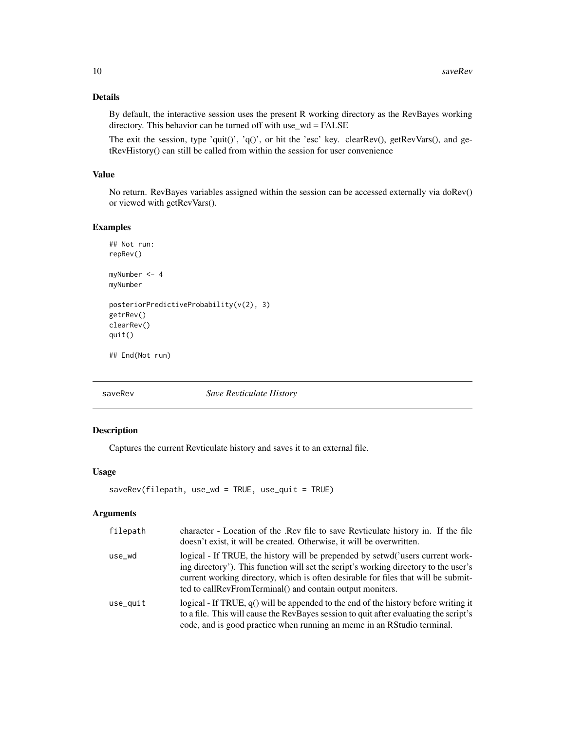### Details

By default, the interactive session uses the present R working directory as the RevBayes working directory. This behavior can be turned off with use_wd = FALSE

The exit the session, type 'quit()', 'q()', or hit the 'esc' key. clearRev(), getRevVars(), and getRevHistory() can still be called from within the session for user convenience

### Value

No return. RevBayes variables assigned within the session can be accessed externally via doRev() or viewed with getRevVars().

### Examples

```
## Not run:
repRev()

myNumber <- 4
myNumber

posteriorPredictiveProbability(v(2), 3)
getrRev()
clearRev()
quit()

## End(Not run)
```

## saveRev — *Save Revticulate History*

### Description

Captures the current Revticulate history and saves it to an external file.

### Usage

```
saveRev(filepath, use_wd = TRUE, use_quit = TRUE)
```

### Arguments

| | |
|---|---|
| filepath | character - Location of the .Rev file to save Revticulate history in. If the file doesn't exist, it will be created. Otherwise, it will be overwritten. |
| use_wd | logical - If TRUE, the history will be prepended by setwd('users current working directory'). This function will set the script's working directory to the user's current working directory, which is often desirable for files that will be submitted to callRevFromTerminal() and contain output moniters. |
| use_quit | logical - If TRUE, q() will be appended to the end of the history before writing it to a file. This will cause the RevBayes session to quit after evaluating the script's code, and is good practice when running an mcmc in an RStudio terminal. |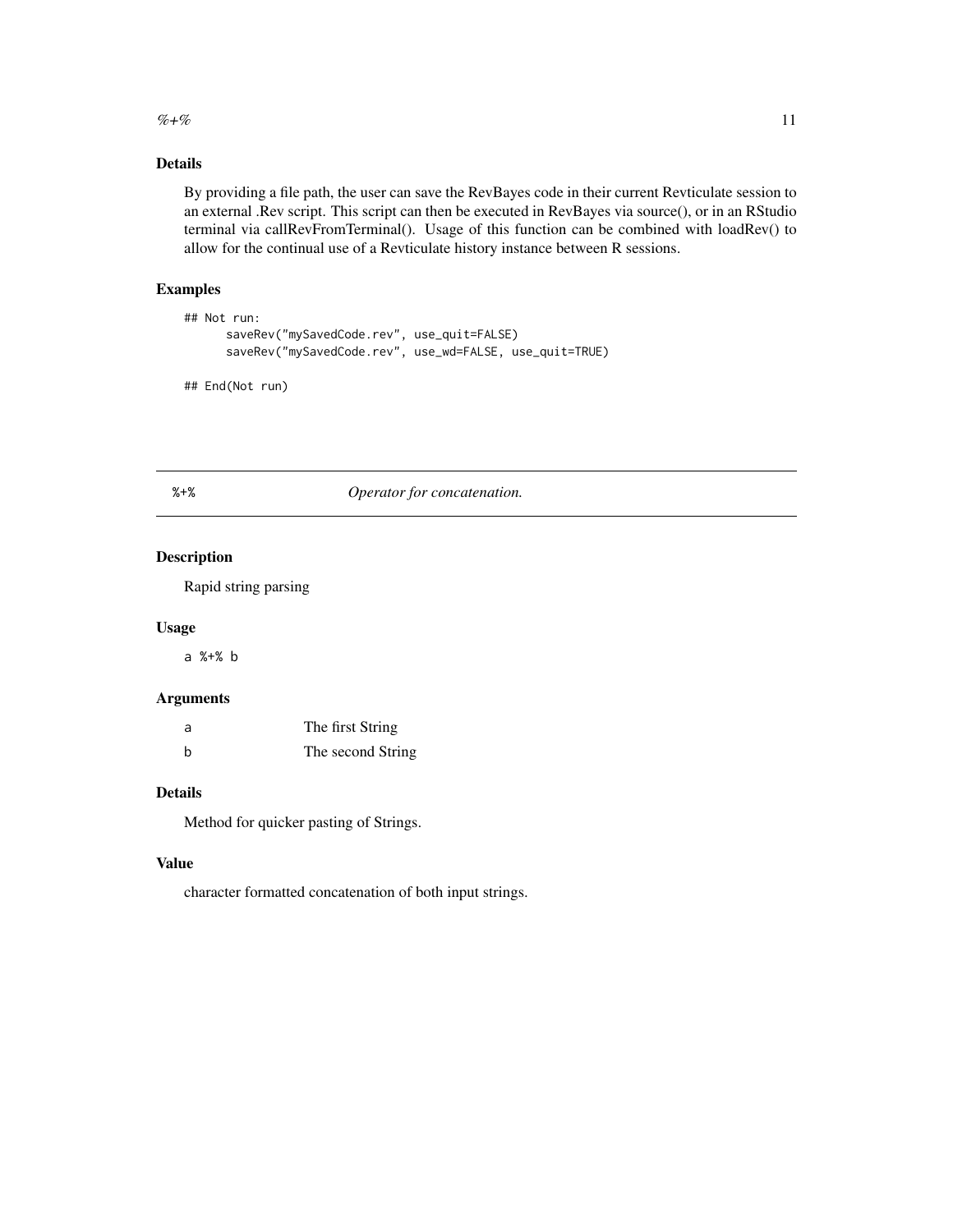### Details

By providing a file path, the user can save the RevBayes code in their current Revticulate session to an external .Rev script. This script can then be executed in RevBayes via source(), or in an RStudio terminal via callRevFromTerminal(). Usage of this function can be combined with loadRev() to allow for the continual use of a Revticulate history instance between R sessions.

### Examples

```
## Not run:
      saveRev("mySavedCode.rev", use_quit=FALSE)
      saveRev("mySavedCode.rev", use_wd=FALSE, use_quit=TRUE)

## End(Not run)
```

---

## %+% *Operator for concatenation.*

---

### Description

Rapid string parsing

### Usage

```
a %+% b
```

### Arguments

| | |
|---|---|
| a | The first String |
| b | The second String |

### Details

Method for quicker pasting of Strings.

### Value

character formatted concatenation of both input strings.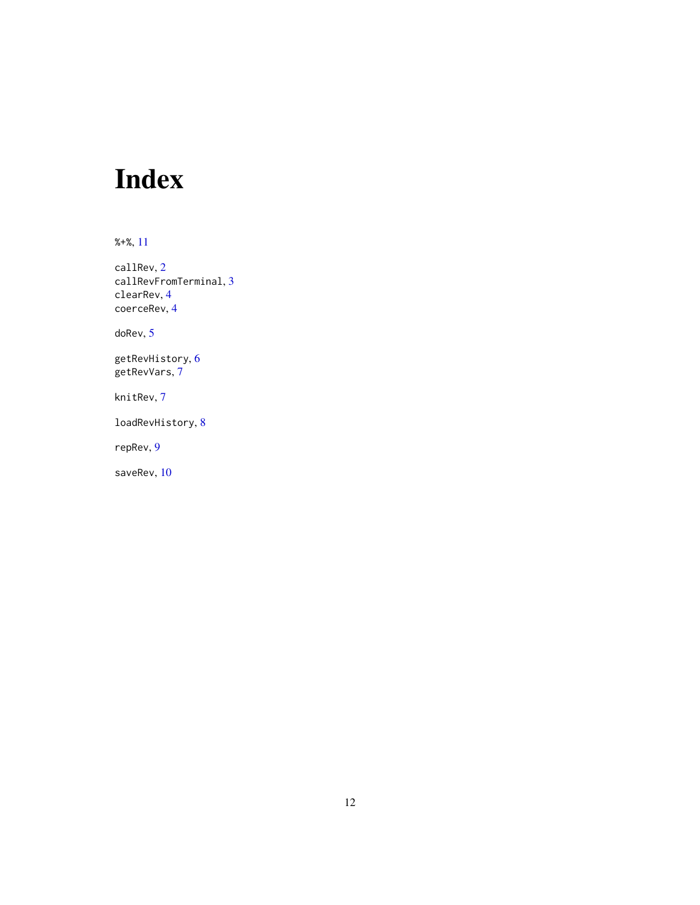# Index

%+%, 11

callRev, 2
callRevFromTerminal, 3
clearRev, 4
coerceRev, 4

doRev, 5

getRevHistory, 6
getRevVars, 7

knitRev, 7

loadRevHistory, 8

repRev, 9

saveRev, 10